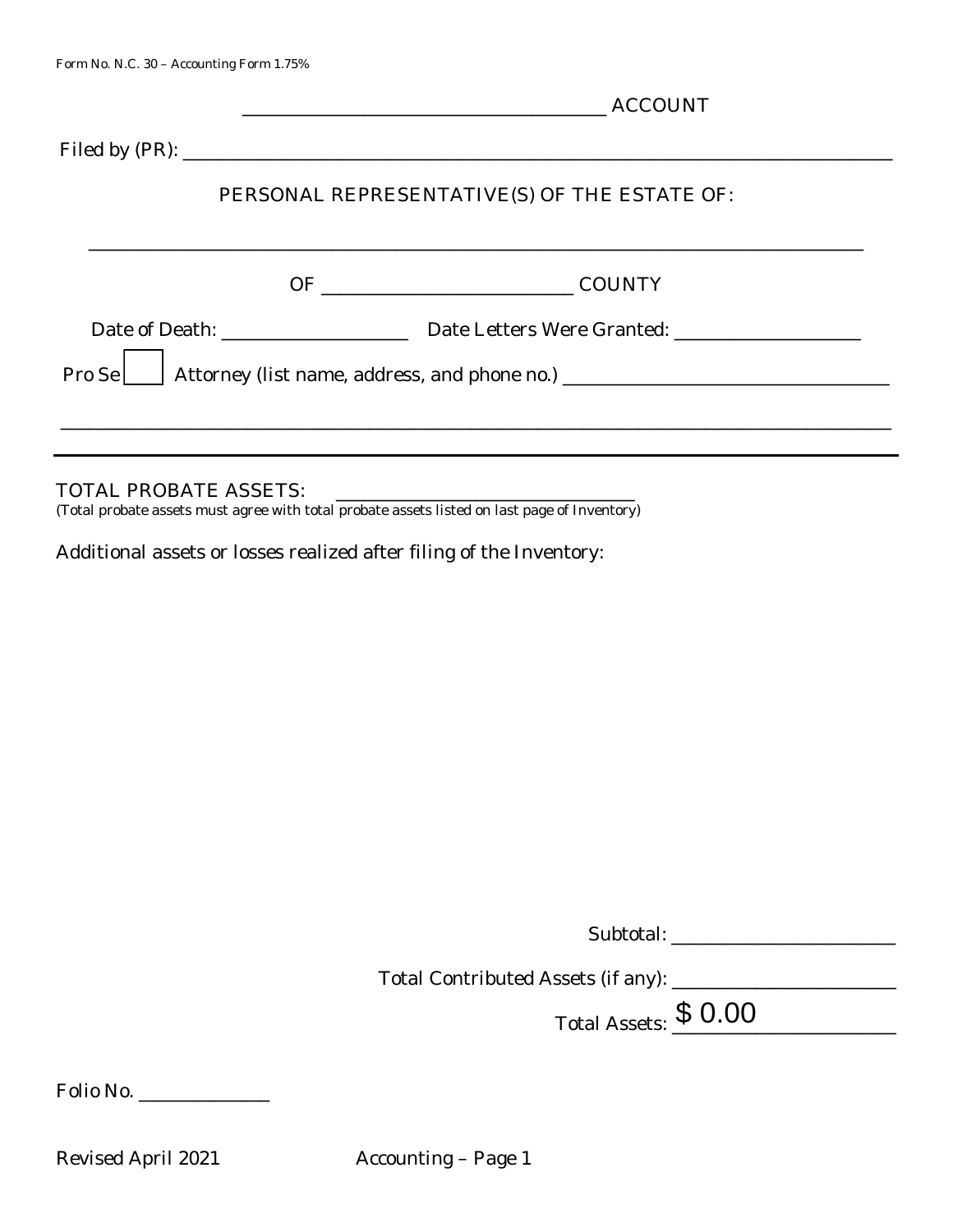Form No. N.C. 30 – Accounting Form 1.75%

______________________________ ACCOUNT

Filed by (PR): ________________________________________________

PERSONAL REPRESENTATIVE(S) OF THE ESTATE OF:

________________________________________________

OF ____________________ COUNTY

Date of Death: ______________ Date Letters Were Granted: ______________

Pro Se ☐ Attorney (list name, address, and phone no.) ________________________

________________________________________________

---

TOTAL PROBATE ASSETS: ______________________

(Total probate assets must agree with total probate assets listed on last page of Inventory)

Additional assets or losses realized after filing of the Inventory:

Subtotal: ________________

Total Contributed Assets (if any): ________________

Total Assets: $ 0.00

Folio No. __________

Revised April 2021 Accounting – Page 1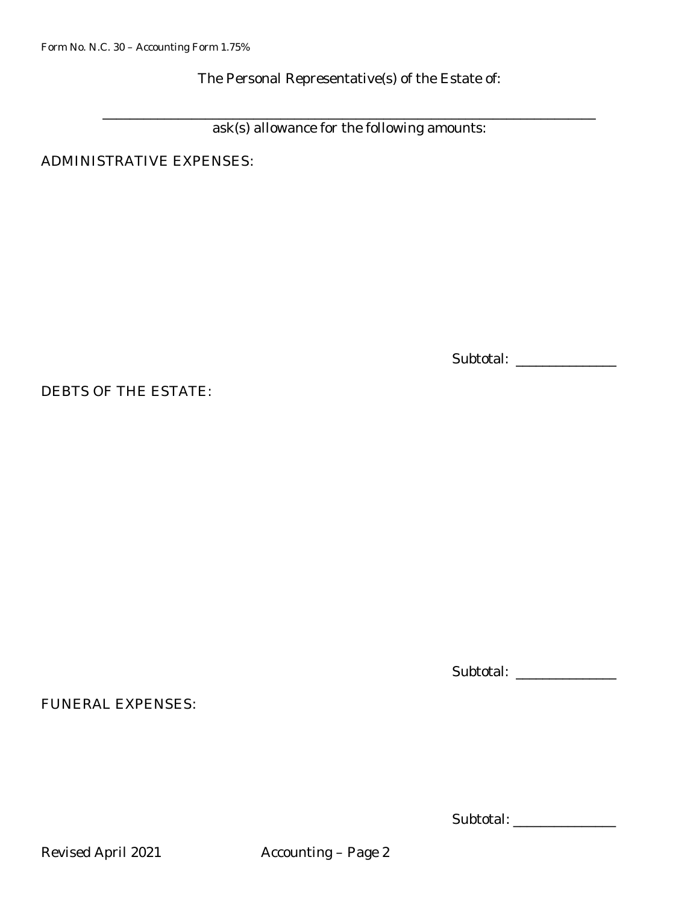Form No. N.C. 30 – Accounting Form 1.75%

The Personal Representative(s) of the Estate of:

\_\_\_\_\_\_\_\_\_\_\_\_\_\_\_\_\_\_\_\_\_\_\_\_\_\_\_\_\_\_\_\_\_\_\_\_\_\_\_\_\_\_\_\_\_\_\_\_\_\_\_\_\_\_\_\_\_\_\_\_\_\_\_\_\_\_\_\_\_\_

ask(s) allowance for the following amounts:

ADMINISTRATIVE EXPENSES:

Subtotal: \_\_\_\_\_\_\_\_\_\_\_\_\_\_\_

DEBTS OF THE ESTATE:

Subtotal: \_\_\_\_\_\_\_\_\_\_\_\_\_\_\_

FUNERAL EXPENSES:

Subtotal: \_\_\_\_\_\_\_\_\_\_\_\_\_\_\_

Revised April 2021 Accounting – Page 2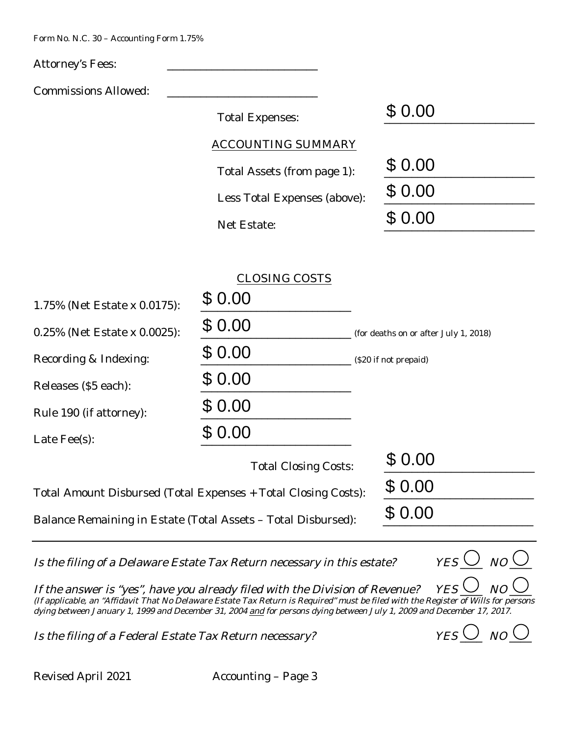Form No. N.C. 30 – Accounting Form 1.75%

Attorney's Fees: ____________________

Commissions Allowed: ____________________

Total Expenses: $ 0.00

## ACCOUNTING SUMMARY

| | |
|---|---|
| Total Assets (from page 1): | $ 0.00 |
| Less Total Expenses (above): | $ 0.00 |
| Net Estate: | $ 0.00 |

## CLOSING COSTS

| | | |
|---|---|---|
| 1.75% (Net Estate x 0.0175): | $ 0.00 | |
| 0.25% (Net Estate x 0.0025): | $ 0.00 | (for deaths on or after July 1, 2018) |
| Recording & Indexing: | $ 0.00 | ($20 if not prepaid) |
| Releases ($5 each): | $ 0.00 | |
| Rule 190 (if attorney): | $ 0.00 | |
| Late Fee(s): | $ 0.00 | |

Total Closing Costs: $ 0.00

Total Amount Disbursed (Total Expenses + Total Closing Costs): $ 0.00

Balance Remaining in Estate (Total Assets – Total Disbursed): $ 0.00

---

*Is the filing of a Delaware Estate Tax Return necessary in this estate?* *YES* ◯ *NO* ◯

*If the answer is "yes", have you already filed with the Division of Revenue?* *YES* ◯ *NO* ◯

*(If applicable, an "Affidavit That No Delaware Estate Tax Return is Required" must be filed with the Register of Wills for persons dying between January 1, 1999 and December 31, 2004 and for persons dying between July 1, 2009 and December 17, 2017.*

*Is the filing of a Federal Estate Tax Return necessary?* *YES* ◯ *NO* ◯

Revised April 2021 Accounting – Page 3